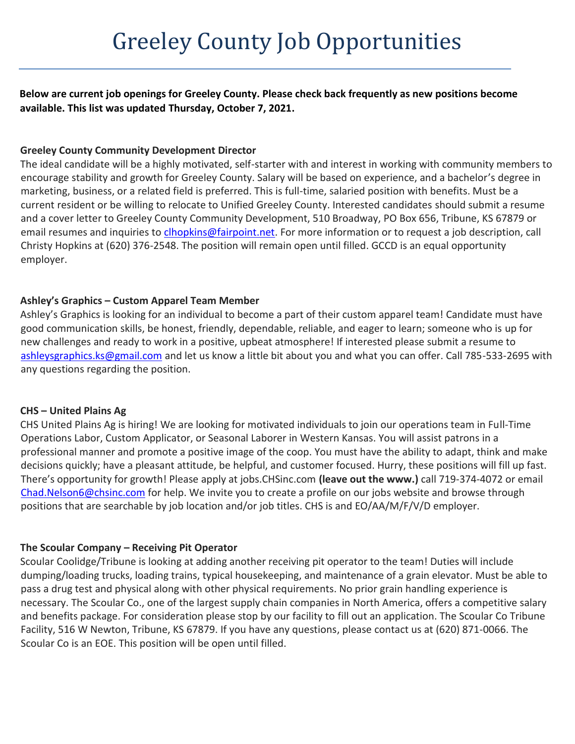# Greeley County Job Opportunities

**Below are current job openings for Greeley County. Please check back frequently as new positions become available. This list was updated Thursday, October 7, 2021.**

**Greeley County Community Development Director**

The ideal candidate will be a highly motivated, self-starter with and interest in working with community members to encourage stability and growth for Greeley County. Salary will be based on experience, and a bachelor's degree in marketing, business, or a related field is preferred. This is full-time, salaried position with benefits. Must be a current resident or be willing to relocate to Unified Greeley County. Interested candidates should submit a resume and a cover letter to Greeley County Community Development, 510 Broadway, PO Box 656, Tribune, KS 67879 or email resumes and inquiries to clhopkins@fairpoint.net. For more information or to request a job description, call Christy Hopkins at (620) 376-2548. The position will remain open until filled. GCCD is an equal opportunity employer.

**Ashley's Graphics – Custom Apparel Team Member**

Ashley's Graphics is looking for an individual to become a part of their custom apparel team! Candidate must have good communication skills, be honest, friendly, dependable, reliable, and eager to learn; someone who is up for new challenges and ready to work in a positive, upbeat atmosphere! If interested please submit a resume to ashleysgraphics.ks@gmail.com and let us know a little bit about you and what you can offer. Call 785-533-2695 with any questions regarding the position.

**CHS – United Plains Ag**

CHS United Plains Ag is hiring! We are looking for motivated individuals to join our operations team in Full-Time Operations Labor, Custom Applicator, or Seasonal Laborer in Western Kansas. You will assist patrons in a professional manner and promote a positive image of the coop. You must have the ability to adapt, think and make decisions quickly; have a pleasant attitude, be helpful, and customer focused. Hurry, these positions will fill up fast. There's opportunity for growth! Please apply at jobs.CHSinc.com **(leave out the www.)** call 719-374-4072 or email Chad.Nelson6@chsinc.com for help. We invite you to create a profile on our jobs website and browse through positions that are searchable by job location and/or job titles. CHS is and EO/AA/M/F/V/D employer.

**The Scoular Company – Receiving Pit Operator**

Scoular Coolidge/Tribune is looking at adding another receiving pit operator to the team! Duties will include dumping/loading trucks, loading trains, typical housekeeping, and maintenance of a grain elevator. Must be able to pass a drug test and physical along with other physical requirements. No prior grain handling experience is necessary. The Scoular Co., one of the largest supply chain companies in North America, offers a competitive salary and benefits package. For consideration please stop by our facility to fill out an application. The Scoular Co Tribune Facility, 516 W Newton, Tribune, KS 67879. If you have any questions, please contact us at (620) 871-0066. The Scoular Co is an EOE. This position will be open until filled.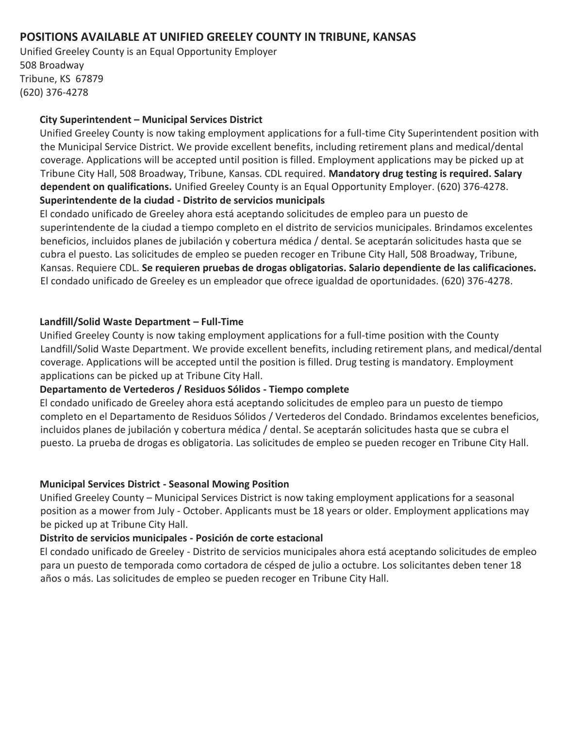## POSITIONS AVAILABLE AT UNIFIED GREELEY COUNTY IN TRIBUNE, KANSAS

Unified Greeley County is an Equal Opportunity Employer
508 Broadway
Tribune, KS 67879
(620) 376-4278

### City Superintendent – Municipal Services District

Unified Greeley County is now taking employment applications for a full-time City Superintendent position with the Municipal Service District. We provide excellent benefits, including retirement plans and medical/dental coverage. Applications will be accepted until position is filled. Employment applications may be picked up at Tribune City Hall, 508 Broadway, Tribune, Kansas. CDL required. **Mandatory drug testing is required. Salary dependent on qualifications.** Unified Greeley County is an Equal Opportunity Employer. (620) 376-4278.

### Superintendente de la ciudad - Distrito de servicios municipals

El condado unificado de Greeley ahora está aceptando solicitudes de empleo para un puesto de superintendente de la ciudad a tiempo completo en el distrito de servicios municipales. Brindamos excelentes beneficios, incluidos planes de jubilación y cobertura médica / dental. Se aceptarán solicitudes hasta que se cubra el puesto. Las solicitudes de empleo se pueden recoger en Tribune City Hall, 508 Broadway, Tribune, Kansas. Requiere CDL. **Se requieren pruebas de drogas obligatorias. Salario dependiente de las calificaciones.** El condado unificado de Greeley es un empleador que ofrece igualdad de oportunidades. (620) 376-4278.

### Landfill/Solid Waste Department – Full-Time

Unified Greeley County is now taking employment applications for a full-time position with the County Landfill/Solid Waste Department. We provide excellent benefits, including retirement plans, and medical/dental coverage. Applications will be accepted until the position is filled. Drug testing is mandatory. Employment applications can be picked up at Tribune City Hall.

### Departamento de Vertederos / Residuos Sólidos - Tiempo complete

El condado unificado de Greeley ahora está aceptando solicitudes de empleo para un puesto de tiempo completo en el Departamento de Residuos Sólidos / Vertederos del Condado. Brindamos excelentes beneficios, incluidos planes de jubilación y cobertura médica / dental. Se aceptarán solicitudes hasta que se cubra el puesto. La prueba de drogas es obligatoria. Las solicitudes de empleo se pueden recoger en Tribune City Hall.

### Municipal Services District - Seasonal Mowing Position

Unified Greeley County – Municipal Services District is now taking employment applications for a seasonal position as a mower from July - October. Applicants must be 18 years or older. Employment applications may be picked up at Tribune City Hall.

### Distrito de servicios municipales - Posición de corte estacional

El condado unificado de Greeley - Distrito de servicios municipales ahora está aceptando solicitudes de empleo para un puesto de temporada como cortadora de césped de julio a octubre. Los solicitantes deben tener 18 años o más. Las solicitudes de empleo se pueden recoger en Tribune City Hall.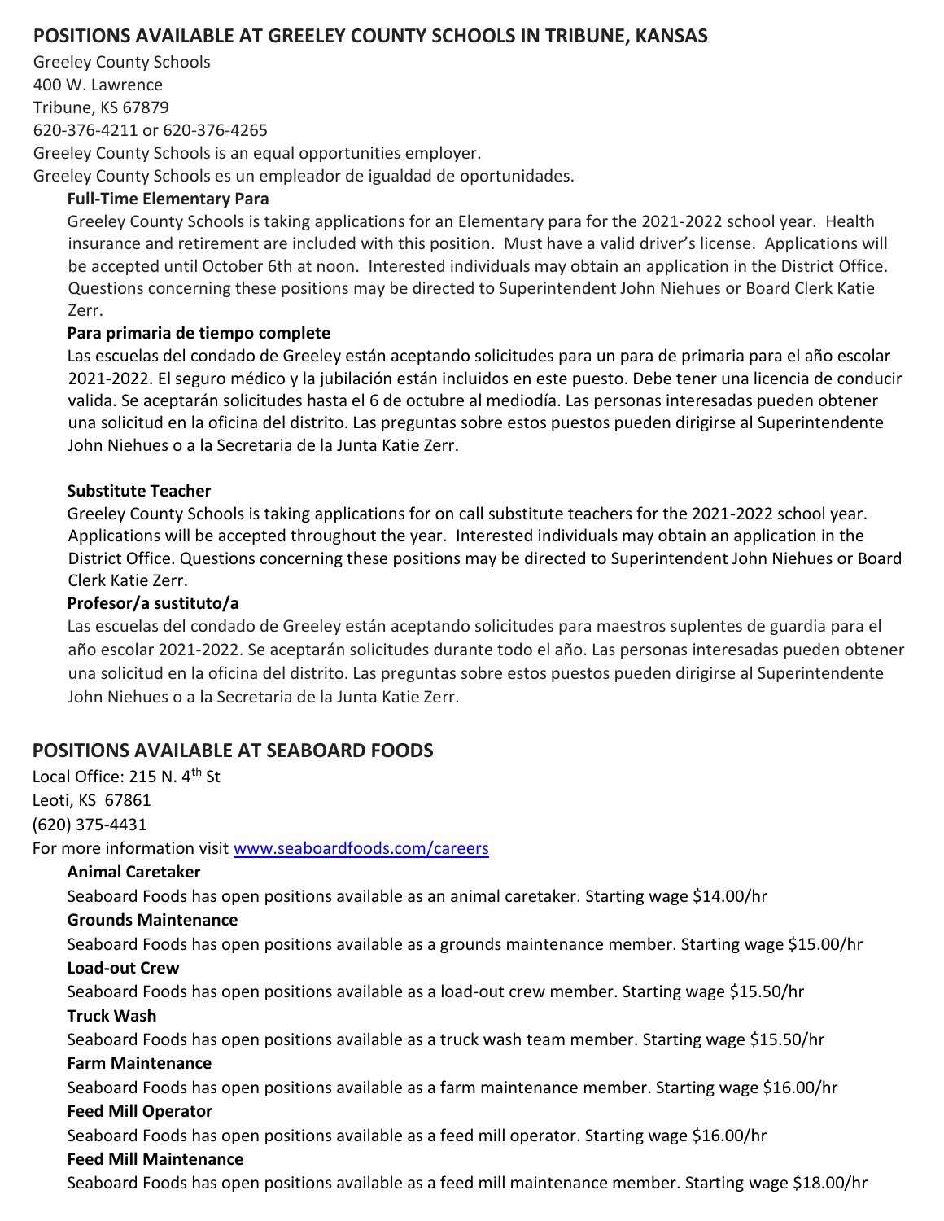## POSITIONS AVAILABLE AT GREELEY COUNTY SCHOOLS IN TRIBUNE, KANSAS

Greeley County Schools
400 W. Lawrence
Tribune, KS 67879
620-376-4211 or 620-376-4265
Greeley County Schools is an equal opportunities employer.
Greeley County Schools es un empleador de igualdad de oportunidades.

**Full-Time Elementary Para**

Greeley County Schools is taking applications for an Elementary para for the 2021-2022 school year. Health insurance and retirement are included with this position. Must have a valid driver's license. Applications will be accepted until October 6th at noon. Interested individuals may obtain an application in the District Office. Questions concerning these positions may be directed to Superintendent John Niehues or Board Clerk Katie Zerr.

**Para primaria de tiempo complete**

Las escuelas del condado de Greeley están aceptando solicitudes para un para de primaria para el año escolar 2021-2022. El seguro médico y la jubilación están incluidos en este puesto. Debe tener una licencia de conducir valida. Se aceptarán solicitudes hasta el 6 de octubre al mediodía. Las personas interesadas pueden obtener una solicitud en la oficina del distrito. Las preguntas sobre estos puestos pueden dirigirse al Superintendente John Niehues o a la Secretaria de la Junta Katie Zerr.

**Substitute Teacher**

Greeley County Schools is taking applications for on call substitute teachers for the 2021-2022 school year. Applications will be accepted throughout the year. Interested individuals may obtain an application in the District Office. Questions concerning these positions may be directed to Superintendent John Niehues or Board Clerk Katie Zerr.

**Profesor/a sustituto/a**

Las escuelas del condado de Greeley están aceptando solicitudes para maestros suplentes de guardia para el año escolar 2021-2022. Se aceptarán solicitudes durante todo el año. Las personas interesadas pueden obtener una solicitud en la oficina del distrito. Las preguntas sobre estos puestos pueden dirigirse al Superintendente John Niehues o a la Secretaria de la Junta Katie Zerr.

## POSITIONS AVAILABLE AT SEABOARD FOODS

Local Office: 215 N. 4th St
Leoti, KS 67861
(620) 375-4431
For more information visit www.seaboardfoods.com/careers

**Animal Caretaker**

Seaboard Foods has open positions available as an animal caretaker. Starting wage $14.00/hr

**Grounds Maintenance**

Seaboard Foods has open positions available as a grounds maintenance member. Starting wage $15.00/hr

**Load-out Crew**

Seaboard Foods has open positions available as a load-out crew member. Starting wage $15.50/hr

**Truck Wash**

Seaboard Foods has open positions available as a truck wash team member. Starting wage $15.50/hr

**Farm Maintenance**

Seaboard Foods has open positions available as a farm maintenance member. Starting wage $16.00/hr

**Feed Mill Operator**

Seaboard Foods has open positions available as a feed mill operator. Starting wage $16.00/hr

**Feed Mill Maintenance**

Seaboard Foods has open positions available as a feed mill maintenance member. Starting wage $18.00/hr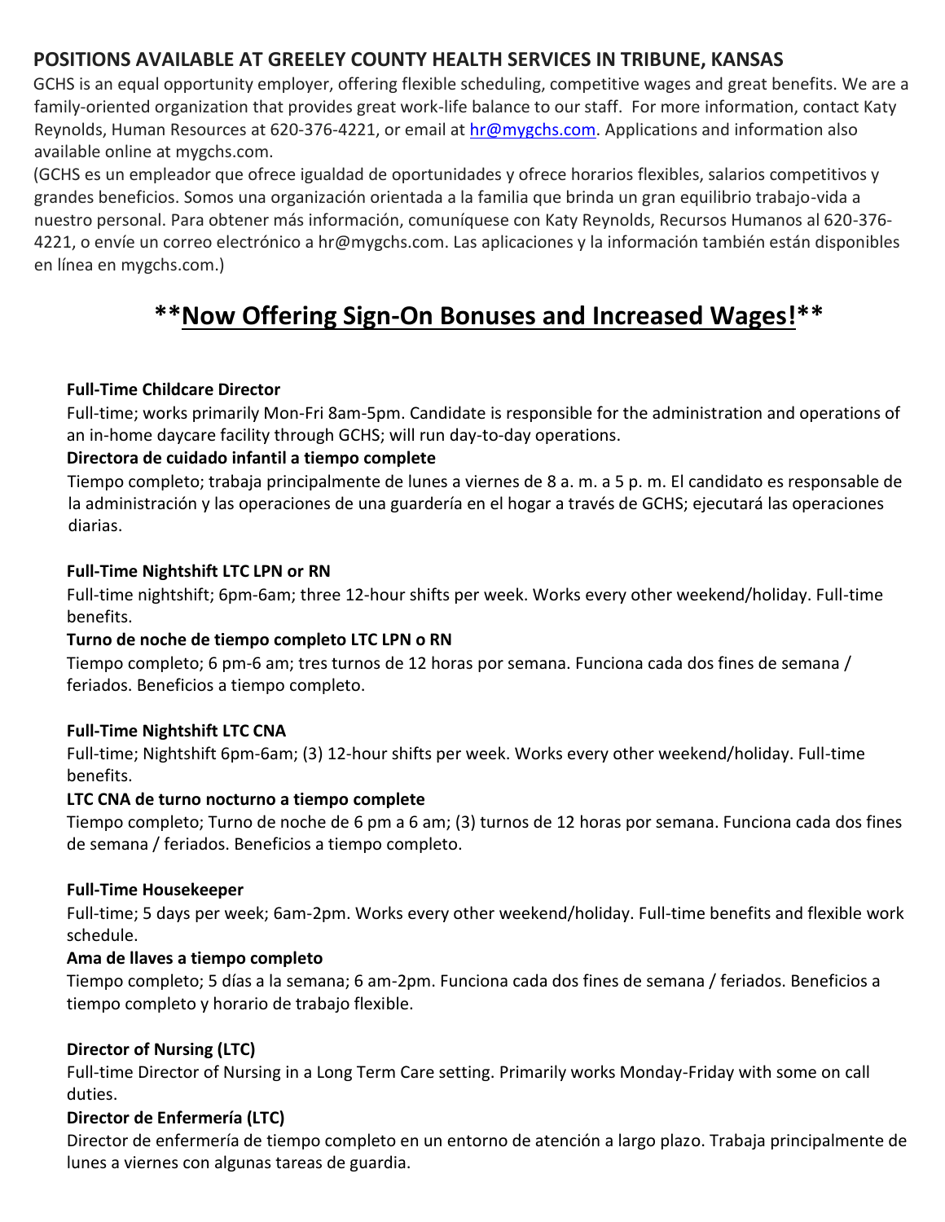## POSITIONS AVAILABLE AT GREELEY COUNTY HEALTH SERVICES IN TRIBUNE, KANSAS

GCHS is an equal opportunity employer, offering flexible scheduling, competitive wages and great benefits. We are a family-oriented organization that provides great work-life balance to our staff. For more information, contact Katy Reynolds, Human Resources at 620-376-4221, or email at hr@mygchs.com. Applications and information also available online at mygchs.com.

(GCHS es un empleador que ofrece igualdad de oportunidades y ofrece horarios flexibles, salarios competitivos y grandes beneficios. Somos una organización orientada a la familia que brinda un gran equilibrio trabajo-vida a nuestro personal. Para obtener más información, comuníquese con Katy Reynolds, Recursos Humanos al 620-376-4221, o envíe un correo electrónico a hr@mygchs.com. Las aplicaciones y la información también están disponibles en línea en mygchs.com.)

## **Now Offering Sign-On Bonuses and Increased Wages!**

**Full-Time Childcare Director**

Full-time; works primarily Mon-Fri 8am-5pm. Candidate is responsible for the administration and operations of an in-home daycare facility through GCHS; will run day-to-day operations.

**Directora de cuidado infantil a tiempo complete**

Tiempo completo; trabaja principalmente de lunes a viernes de 8 a. m. a 5 p. m. El candidato es responsable de la administración y las operaciones de una guardería en el hogar a través de GCHS; ejecutará las operaciones diarias.

**Full-Time Nightshift LTC LPN or RN**

Full-time nightshift; 6pm-6am; three 12-hour shifts per week. Works every other weekend/holiday. Full-time benefits.

**Turno de noche de tiempo completo LTC LPN o RN**

Tiempo completo; 6 pm-6 am; tres turnos de 12 horas por semana. Funciona cada dos fines de semana / feriados. Beneficios a tiempo completo.

**Full-Time Nightshift LTC CNA**

Full-time; Nightshift 6pm-6am; (3) 12-hour shifts per week. Works every other weekend/holiday. Full-time benefits.

**LTC CNA de turno nocturno a tiempo complete**

Tiempo completo; Turno de noche de 6 pm a 6 am; (3) turnos de 12 horas por semana. Funciona cada dos fines de semana / feriados. Beneficios a tiempo completo.

**Full-Time Housekeeper**

Full-time; 5 days per week; 6am-2pm. Works every other weekend/holiday. Full-time benefits and flexible work schedule.

**Ama de llaves a tiempo completo**

Tiempo completo; 5 días a la semana; 6 am-2pm. Funciona cada dos fines de semana / feriados. Beneficios a tiempo completo y horario de trabajo flexible.

**Director of Nursing (LTC)**

Full-time Director of Nursing in a Long Term Care setting. Primarily works Monday-Friday with some on call duties.

**Director de Enfermería (LTC)**

Director de enfermería de tiempo completo en un entorno de atención a largo plazo. Trabaja principalmente de lunes a viernes con algunas tareas de guardia.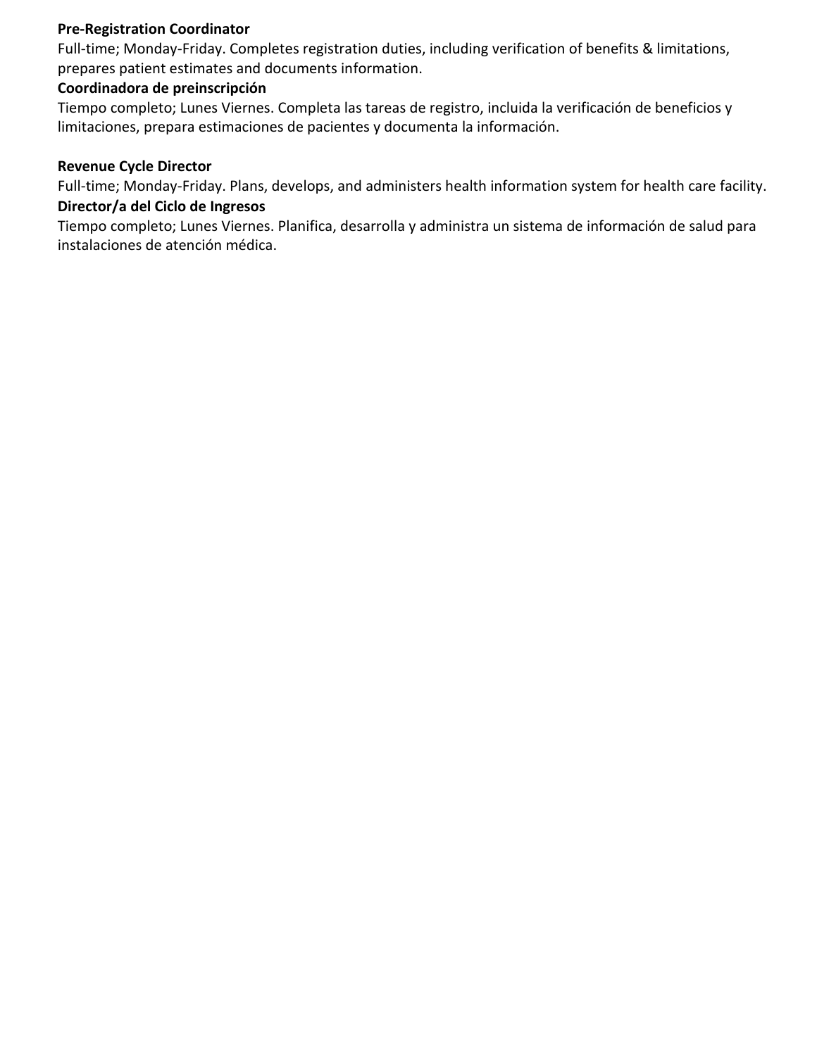**Pre-Registration Coordinator**
Full-time; Monday-Friday. Completes registration duties, including verification of benefits & limitations, prepares patient estimates and documents information.
**Coordinadora de preinscripción**
Tiempo completo; Lunes Viernes. Completa las tareas de registro, incluida la verificación de beneficios y limitaciones, prepara estimaciones de pacientes y documenta la información.

**Revenue Cycle Director**
Full-time; Monday-Friday. Plans, develops, and administers health information system for health care facility.
**Director/a del Ciclo de Ingresos**
Tiempo completo; Lunes Viernes. Planifica, desarrolla y administra un sistema de información de salud para instalaciones de atención médica.